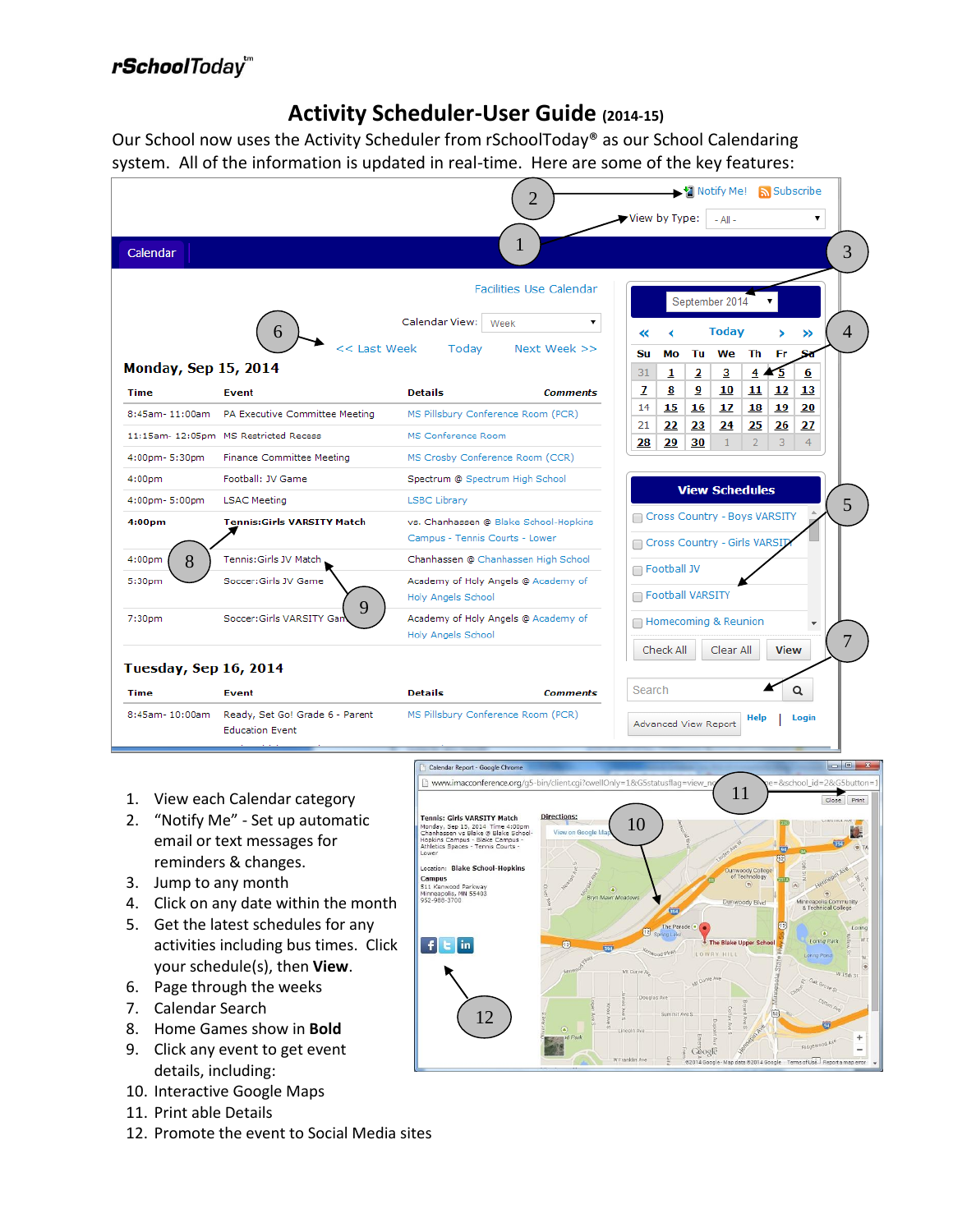rSchoolToday™

# Activity Scheduler-User Guide (2014-15)

Our School now uses the Activity Scheduler from rSchoolToday® as our School Calendaring system. All of the information is updated in real-time. Here are some of the key features:

1. View each Calendar category
2. "Notify Me" - Set up automatic email or text messages for reminders & changes.
3. Jump to any month
4. Click on any date within the month
5. Get the latest schedules for any activities including bus times. Click your schedule(s), then **View**.
6. Page through the weeks
7. Calendar Search
8. Home Games show in **Bold**
9. Click any event to get event details, including:
10. Interactive Google Maps
11. Print able Details
12. Promote the event to Social Media sites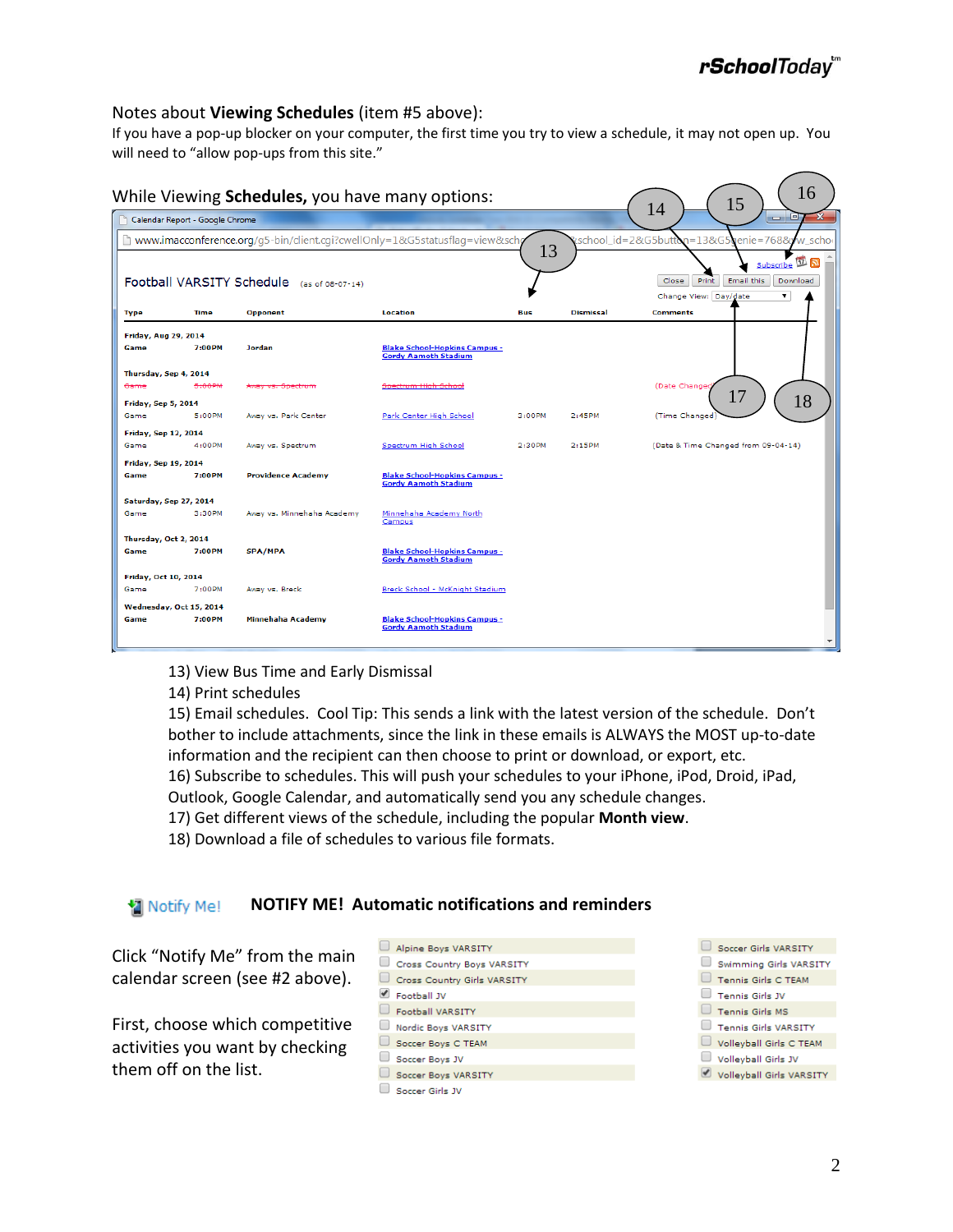Notes about **Viewing Schedules** (item #5 above):
If you have a pop-up blocker on your computer, the first time you try to view a schedule, it may not open up. You will need to "allow pop-ups from this site."

While Viewing **Schedules,** you have many options:

Calendar Report - Google Chrome

www.imacconference.org/g5-bin/client.cgi?cwellOnly=1&G5statusflag=view&sch...&school_id=2&G5button=13&G5genie=768&w_scho

Subscribe

Close | Print | Email this | Download

Change View: Day/date

**Football VARSITY Schedule** (as of 08-07-14)

| Type | Time | Opponent | Location | Bus | Dismissal | Comments |
|---|---|---|---|---|---|---|
| **Friday, Aug 29, 2014** | | | | | | |
| Game | 7:00PM | Jordan | Blake School-Hopkins Campus - Gordy Aamoth Stadium | | | |
| **Thursday, Sep 4, 2014** | | | | | | |
| ~~Game~~ | ~~5:00PM~~ | ~~Away vs. Spectrum~~ | ~~Spectrum High School~~ | | | (Date Changed) |
| **Friday, Sep 5, 2014** | | | | | | |
| Game | 5:00PM | Away vs. Park Center | Park Center High School | 3:00PM | 2:45PM | (Time Changed) |
| **Friday, Sep 12, 2014** | | | | | | |
| Game | 4:00PM | Away vs. Spectrum | Spectrum High School | 2:30PM | 2:15PM | (Date & Time Changed from 09-04-14) |
| **Friday, Sep 19, 2014** | | | | | | |
| Game | 7:00PM | Providence Academy | Blake School-Hopkins Campus - Gordy Aamoth Stadium | | | |
| **Saturday, Sep 27, 2014** | | | | | | |
| Game | 3:30PM | Away vs. Minnehaha Academy | Minnehaha Academy North Campus | | | |
| **Thursday, Oct 2, 2014** | | | | | | |
| Game | 7:00PM | SPA/MPA | Blake School-Hopkins Campus - Gordy Aamoth Stadium | | | |
| **Friday, Oct 10, 2014** | | | | | | |
| Game | 7:00PM | Away vs. Breck | Breck School - McKnight Stadium | | | |
| **Wednesday, Oct 15, 2014** | | | | | | |
| Game | 7:00PM | Minnehaha Academy | Blake School-Hopkins Campus - Gordy Aamoth Stadium | | | |

13) View Bus Time and Early Dismissal
14) Print schedules
15) Email schedules. Cool Tip: This sends a link with the latest version of the schedule. Don't bother to include attachments, since the link in these emails is ALWAYS the MOST up-to-date information and the recipient can then choose to print or download, or export, etc.
16) Subscribe to schedules. This will push your schedules to your iPhone, iPod, Droid, iPad, Outlook, Google Calendar, and automatically send you any schedule changes.
17) Get different views of the schedule, including the popular **Month view**.
18) Download a file of schedules to various file formats.

Notify Me!

## NOTIFY ME! Automatic notifications and reminders

Click "Notify Me" from the main calendar screen (see #2 above).

First, choose which competitive activities you want by checking them off on the list.

- [ ] Alpine Boys VARSITY
- [ ] Cross Country Boys VARSITY
- [ ] Cross Country Girls VARSITY
- [x] Football JV
- [ ] Football VARSITY
- [ ] Nordic Boys VARSITY
- [ ] Soccer Boys C TEAM
- [ ] Soccer Boys JV
- [ ] Soccer Boys VARSITY
- [ ] Soccer Girls JV
- [ ] Soccer Girls VARSITY
- [ ] Swimming Girls VARSITY
- [ ] Tennis Girls C TEAM
- [ ] Tennis Girls JV
- [ ] Tennis Girls MS
- [ ] Tennis Girls VARSITY
- [ ] Volleyball Girls C TEAM
- [ ] Volleyball Girls JV
- [x] Volleyball Girls VARSITY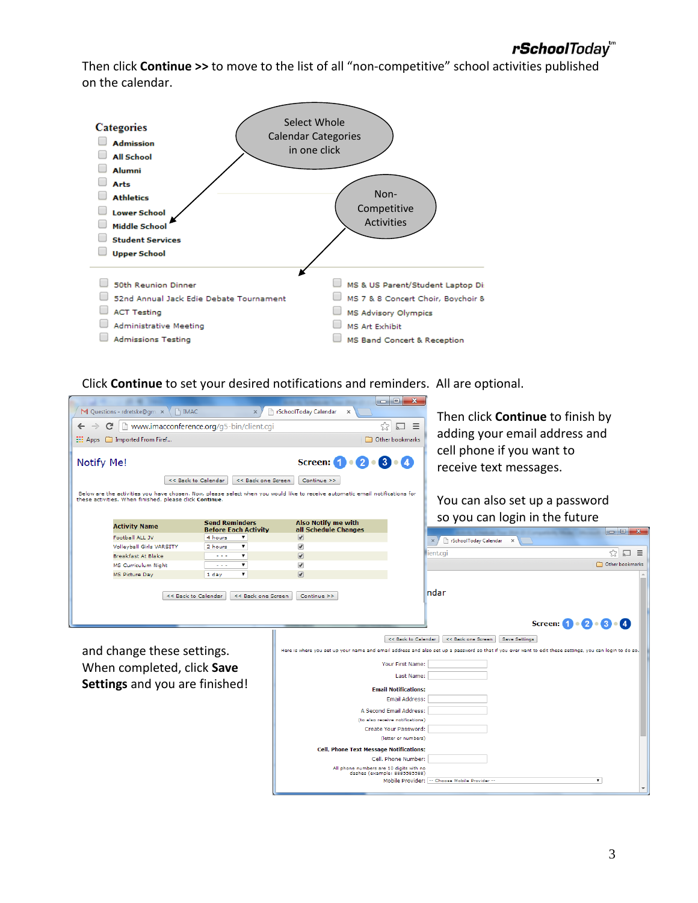Then click **Continue >>** to move to the list of all "non-competitive" school activities published on the calendar.

**Categories**

- Admission
- All School
- Alumni
- Arts
- Athletics
- Lower School
- Middle School
- Student Services
- Upper School

Select Whole Calendar Categories in one click

Non-Competitive Activities

- 50th Reunion Dinner
- 52nd Annual Jack Edie Debate Tournament
- ACT Testing
- Administrative Meeting
- Admissions Testing
- MS & US Parent/Student Laptop Di
- MS 7 & 8 Concert Choir, Boychoir &
- MS Advisory Olympics
- MS Art Exhibit
- MS Band Concert & Reception

Click **Continue** to set your desired notifications and reminders. All are optional.

Notify Me!

Screen: 1 2 3 4

<< Back to Calendar | << Back one Screen | Continue >>

Below are the activities you have chosen. Now, please select when you would like to receive automatic email notifications for these activities. When finished, please click **Continue**.

| Activity Name | Send Reminders Before Each Activity | Also Notify me with all Schedule Changes |
| --- | --- | --- |
| Football ALL JV | 4 hours | ✔ |
| Volleyball Girls VARSITY | 2 hours | ✔ |
| Breakfast At Blake | - - - | ✔ |
| MS Curriculum Night | - - - | ✔ |
| MS Picture Day | 1 day | ✔ |

<< Back to Calendar | << Back one Screen | Continue >>

Then click **Continue** to finish by adding your email address and cell phone if you want to receive text messages.

You can also set up a password so you can login in the future and change these settings. When completed, click **Save Settings** and you are finished!

Screen: 1 2 3 4

<< Back to Calendar | << Back one Screen | Save Settings

Here is where you set up your name and email address and also set up a password so that if you ever want to edit these settings, you can login to do so.

Your First Name:

Last Name:

**Email Notifications:**

Email Address:

A Second Email Address: (to also receive notifications)

Create Your Password: (letter or numbers)

**Cell. Phone Text Message Notifications:**

Cell. Phone Number:

All phone numbers are 10 digits with no dashes (example: 8885585588)

Mobile Provider: -- Choose Mobile Provider --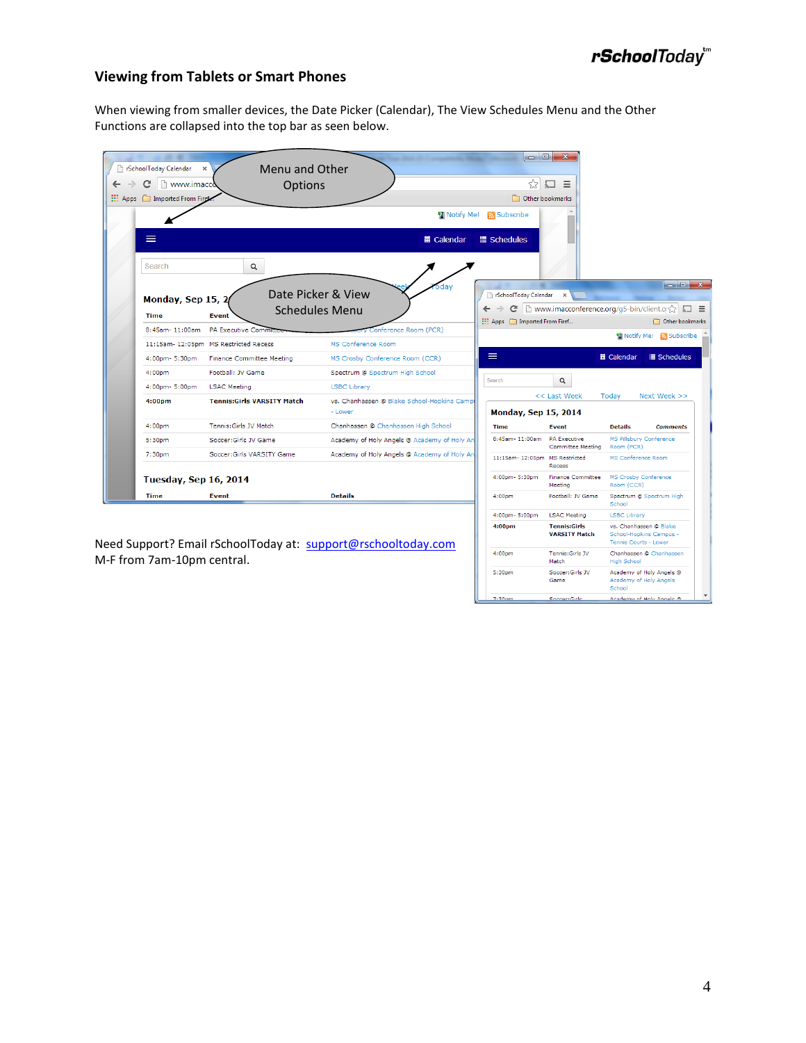## Viewing from Tablets or Smart Phones

When viewing from smaller devices, the Date Picker (Calendar), The View Schedules Menu and the Other Functions are collapsed into the top bar as seen below.

Need Support? Email rSchoolToday at: support@rschooltoday.com
M-F from 7am-10pm central.